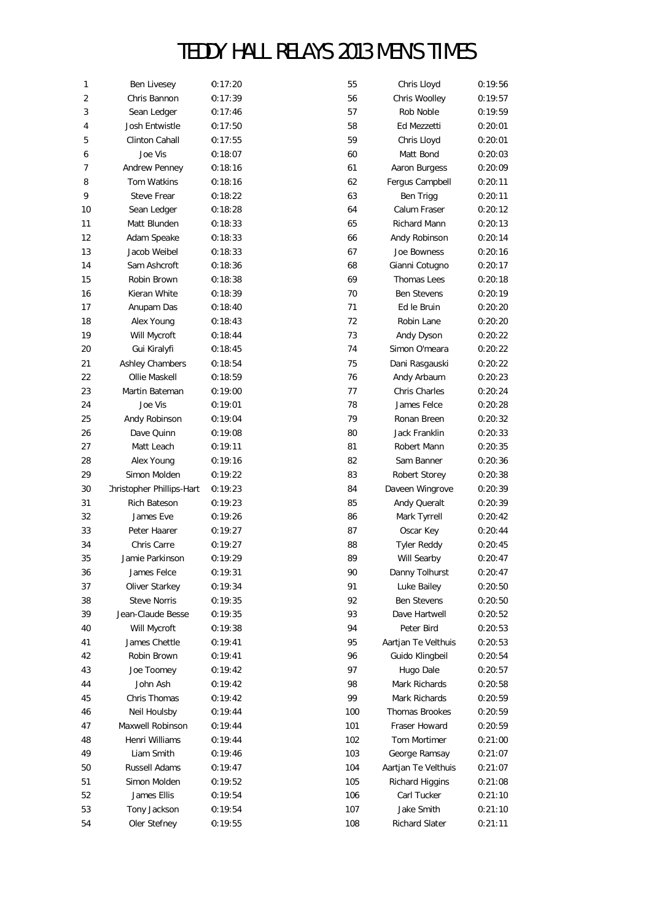# TEDDY HALL RELAYS 2013 MEN'S TIMES

| | | |
|---|---|---|
| 1 | Ben Livesey | 0:17:20 |
| 2 | Chris Bannon | 0:17:39 |
| 3 | Sean Ledger | 0:17:46 |
| 4 | Josh Entwistle | 0:17:50 |
| 5 | Clinton Cahall | 0:17:55 |
| 6 | Joe Vis | 0:18:07 |
| 7 | Andrew Penney | 0:18:16 |
| 8 | Tom Watkins | 0:18:16 |
| 9 | Steve Frear | 0:18:22 |
| 10 | Sean Ledger | 0:18:28 |
| 11 | Matt Blunden | 0:18:33 |
| 12 | Adam Speake | 0:18:33 |
| 13 | Jacob Weibel | 0:18:33 |
| 14 | Sam Ashcroft | 0:18:36 |
| 15 | Robin Brown | 0:18:38 |
| 16 | Kieran White | 0:18:39 |
| 17 | Anupam Das | 0:18:40 |
| 18 | Alex Young | 0:18:43 |
| 19 | Will Mycroft | 0:18:44 |
| 20 | Gui Kiralyfi | 0:18:45 |
| 21 | Ashley Chambers | 0:18:54 |
| 22 | Ollie Maskell | 0:18:59 |
| 23 | Martin Bateman | 0:19:00 |
| 24 | Joe Vis | 0:19:01 |
| 25 | Andy Robinson | 0:19:04 |
| 26 | Dave Quinn | 0:19:08 |
| 27 | Matt Leach | 0:19:11 |
| 28 | Alex Young | 0:19:16 |
| 29 | Simon Molden | 0:19:22 |
| 30 | Christopher Phillips-Hart | 0:19:23 |
| 31 | Rich Bateson | 0:19:23 |
| 32 | James Eve | 0:19:26 |
| 33 | Peter Haarer | 0:19:27 |
| 34 | Chris Carre | 0:19:27 |
| 35 | Jamie Parkinson | 0:19:29 |
| 36 | James Felce | 0:19:31 |
| 37 | Oliver Starkey | 0:19:34 |
| 38 | Steve Norris | 0:19:35 |
| 39 | Jean-Claude Besse | 0:19:35 |
| 40 | Will Mycroft | 0:19:38 |
| 41 | James Chettle | 0:19:41 |
| 42 | Robin Brown | 0:19:41 |
| 43 | Joe Toomey | 0:19:42 |
| 44 | John Ash | 0:19:42 |
| 45 | Chris Thomas | 0:19:42 |
| 46 | Neil Houlsby | 0:19:44 |
| 47 | Maxwell Robinson | 0:19:44 |
| 48 | Henri Williams | 0:19:44 |
| 49 | Liam Smith | 0:19:46 |
| 50 | Russell Adams | 0:19:47 |
| 51 | Simon Molden | 0:19:52 |
| 52 | James Ellis | 0:19:54 |
| 53 | Tony Jackson | 0:19:54 |
| 54 | Oler Stefney | 0:19:55 |
| 55 | Chris Lloyd | 0:19:56 |
| 56 | Chris Woolley | 0:19:57 |
| 57 | Rob Noble | 0:19:59 |
| 58 | Ed Mezzetti | 0:20:01 |
| 59 | Chris Lloyd | 0:20:01 |
| 60 | Matt Bond | 0:20:03 |
| 61 | Aaron Burgess | 0:20:09 |
| 62 | Fergus Campbell | 0:20:11 |
| 63 | Ben Trigg | 0:20:11 |
| 64 | Calum Fraser | 0:20:12 |
| 65 | Richard Mann | 0:20:13 |
| 66 | Andy Robinson | 0:20:14 |
| 67 | Joe Bowness | 0:20:16 |
| 68 | Gianni Cotugno | 0:20:17 |
| 69 | Thomas Lees | 0:20:18 |
| 70 | Ben Stevens | 0:20:19 |
| 71 | Ed le Bruin | 0:20:20 |
| 72 | Robin Lane | 0:20:20 |
| 73 | Andy Dyson | 0:20:22 |
| 74 | Simon O'meara | 0:20:22 |
| 75 | Dani Rasgauski | 0:20:22 |
| 76 | Andy Arbaum | 0:20:23 |
| 77 | Chris Charles | 0:20:24 |
| 78 | James Felce | 0:20:28 |
| 79 | Ronan Breen | 0:20:32 |
| 80 | Jack Franklin | 0:20:33 |
| 81 | Robert Mann | 0:20:35 |
| 82 | Sam Banner | 0:20:36 |
| 83 | Robert Storey | 0:20:38 |
| 84 | Daveen Wingrove | 0:20:39 |
| 85 | Andy Queralt | 0:20:39 |
| 86 | Mark Tyrrell | 0:20:42 |
| 87 | Oscar Key | 0:20:44 |
| 88 | Tyler Reddy | 0:20:45 |
| 89 | Will Searby | 0:20:47 |
| 90 | Danny Tolhurst | 0:20:47 |
| 91 | Luke Bailey | 0:20:50 |
| 92 | Ben Stevens | 0:20:50 |
| 93 | Dave Hartwell | 0:20:52 |
| 94 | Peter Bird | 0:20:53 |
| 95 | Aartjan Te Velthuis | 0:20:53 |
| 96 | Guido Klingbeil | 0:20:54 |
| 97 | Hugo Dale | 0:20:57 |
| 98 | Mark Richards | 0:20:58 |
| 99 | Mark Richards | 0:20:59 |
| 100 | Thomas Brookes | 0:20:59 |
| 101 | Fraser Howard | 0:20:59 |
| 102 | Tom Mortimer | 0:21:00 |
| 103 | George Ramsay | 0:21:07 |
| 104 | Aartjan Te Velthuis | 0:21:07 |
| 105 | Richard Higgins | 0:21:08 |
| 106 | Carl Tucker | 0:21:10 |
| 107 | Jake Smith | 0:21:10 |
| 108 | Richard Slater | 0:21:11 |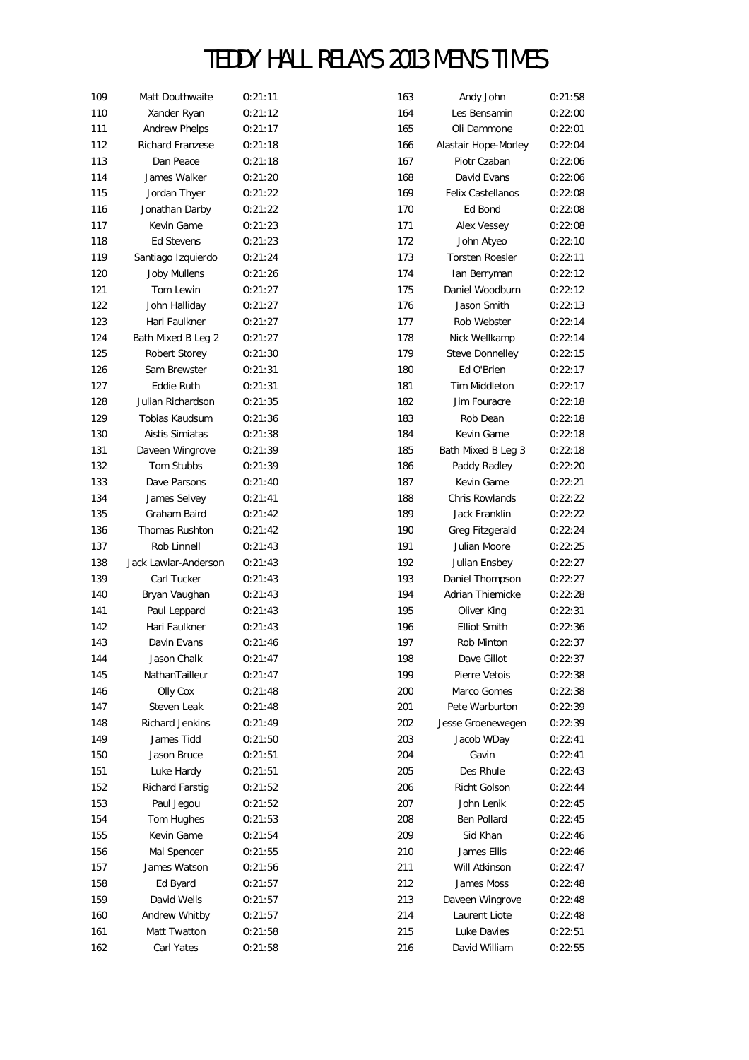# TEDDY HALL RELAYS 2013 MEN'S TIMES

| Pos | Name | Time |
|---|---|---|
| 109 | Matt Douthwaite | 0:21:11 |
| 110 | Xander Ryan | 0:21:12 |
| 111 | Andrew Phelps | 0:21:17 |
| 112 | Richard Franzese | 0:21:18 |
| 113 | Dan Peace | 0:21:18 |
| 114 | James Walker | 0:21:20 |
| 115 | Jordan Thyer | 0:21:22 |
| 116 | Jonathan Darby | 0:21:22 |
| 117 | Kevin Game | 0:21:23 |
| 118 | Ed Stevens | 0:21:23 |
| 119 | Santiago Izquierdo | 0:21:24 |
| 120 | Joby Mullens | 0:21:26 |
| 121 | Tom Lewin | 0:21:27 |
| 122 | John Halliday | 0:21:27 |
| 123 | Hari Faulkner | 0:21:27 |
| 124 | Bath Mixed B Leg 2 | 0:21:27 |
| 125 | Robert Storey | 0:21:30 |
| 126 | Sam Brewster | 0:21:31 |
| 127 | Eddie Ruth | 0:21:31 |
| 128 | Julian Richardson | 0:21:35 |
| 129 | Tobias Kaudsum | 0:21:36 |
| 130 | Aistis Simiatas | 0:21:38 |
| 131 | Daveen Wingrove | 0:21:39 |
| 132 | Tom Stubbs | 0:21:39 |
| 133 | Dave Parsons | 0:21:40 |
| 134 | James Selvey | 0:21:41 |
| 135 | Graham Baird | 0:21:42 |
| 136 | Thomas Rushton | 0:21:42 |
| 137 | Rob Linnell | 0:21:43 |
| 138 | Jack Lawlar-Anderson | 0:21:43 |
| 139 | Carl Tucker | 0:21:43 |
| 140 | Bryan Vaughan | 0:21:43 |
| 141 | Paul Leppard | 0:21:43 |
| 142 | Hari Faulkner | 0:21:43 |
| 143 | Davin Evans | 0:21:46 |
| 144 | Jason Chalk | 0:21:47 |
| 145 | NathanTailleur | 0:21:47 |
| 146 | Olly Cox | 0:21:48 |
| 147 | Steven Leak | 0:21:48 |
| 148 | Richard Jenkins | 0:21:49 |
| 149 | James Tidd | 0:21:50 |
| 150 | Jason Bruce | 0:21:51 |
| 151 | Luke Hardy | 0:21:51 |
| 152 | Richard Farstig | 0:21:52 |
| 153 | Paul Jegou | 0:21:52 |
| 154 | Tom Hughes | 0:21:53 |
| 155 | Kevin Game | 0:21:54 |
| 156 | Mal Spencer | 0:21:55 |
| 157 | James Watson | 0:21:56 |
| 158 | Ed Byard | 0:21:57 |
| 159 | David Wells | 0:21:57 |
| 160 | Andrew Whitby | 0:21:57 |
| 161 | Matt Twatton | 0:21:58 |
| 162 | Carl Yates | 0:21:58 |
| 163 | Andy John | 0:21:58 |
| 164 | Les Bensamin | 0:22:00 |
| 165 | Oli Dammone | 0:22:01 |
| 166 | Alastair Hope-Morley | 0:22:04 |
| 167 | Piotr Czaban | 0:22:06 |
| 168 | David Evans | 0:22:06 |
| 169 | Felix Castellanos | 0:22:08 |
| 170 | Ed Bond | 0:22:08 |
| 171 | Alex Vessey | 0:22:08 |
| 172 | John Atyeo | 0:22:10 |
| 173 | Torsten Roesler | 0:22:11 |
| 174 | Ian Berryman | 0:22:12 |
| 175 | Daniel Woodburn | 0:22:12 |
| 176 | Jason Smith | 0:22:13 |
| 177 | Rob Webster | 0:22:14 |
| 178 | Nick Wellkamp | 0:22:14 |
| 179 | Steve Donnelley | 0:22:15 |
| 180 | Ed O'Brien | 0:22:17 |
| 181 | Tim Middleton | 0:22:17 |
| 182 | Jim Fouracre | 0:22:18 |
| 183 | Rob Dean | 0:22:18 |
| 184 | Kevin Game | 0:22:18 |
| 185 | Bath Mixed B Leg 3 | 0:22:18 |
| 186 | Paddy Radley | 0:22:20 |
| 187 | Kevin Game | 0:22:21 |
| 188 | Chris Rowlands | 0:22:22 |
| 189 | Jack Franklin | 0:22:22 |
| 190 | Greg Fitzgerald | 0:22:24 |
| 191 | Julian Moore | 0:22:25 |
| 192 | Julian Ensbey | 0:22:27 |
| 193 | Daniel Thompson | 0:22:27 |
| 194 | Adrian Thiemicke | 0:22:28 |
| 195 | Oliver King | 0:22:31 |
| 196 | Elliot Smith | 0:22:36 |
| 197 | Rob Minton | 0:22:37 |
| 198 | Dave Gillot | 0:22:37 |
| 199 | Pierre Vetois | 0:22:38 |
| 200 | Marco Gomes | 0:22:38 |
| 201 | Pete Warburton | 0:22:39 |
| 202 | Jesse Groenewegen | 0:22:39 |
| 203 | Jacob WDay | 0:22:41 |
| 204 | Gavin | 0:22:41 |
| 205 | Des Rhule | 0:22:43 |
| 206 | Richt Golson | 0:22:44 |
| 207 | John Lenik | 0:22:45 |
| 208 | Ben Pollard | 0:22:45 |
| 209 | Sid Khan | 0:22:46 |
| 210 | James Ellis | 0:22:46 |
| 211 | Will Atkinson | 0:22:47 |
| 212 | James Moss | 0:22:48 |
| 213 | Daveen Wingrove | 0:22:48 |
| 214 | Laurent Liote | 0:22:48 |
| 215 | Luke Davies | 0:22:51 |
| 216 | David William | 0:22:55 |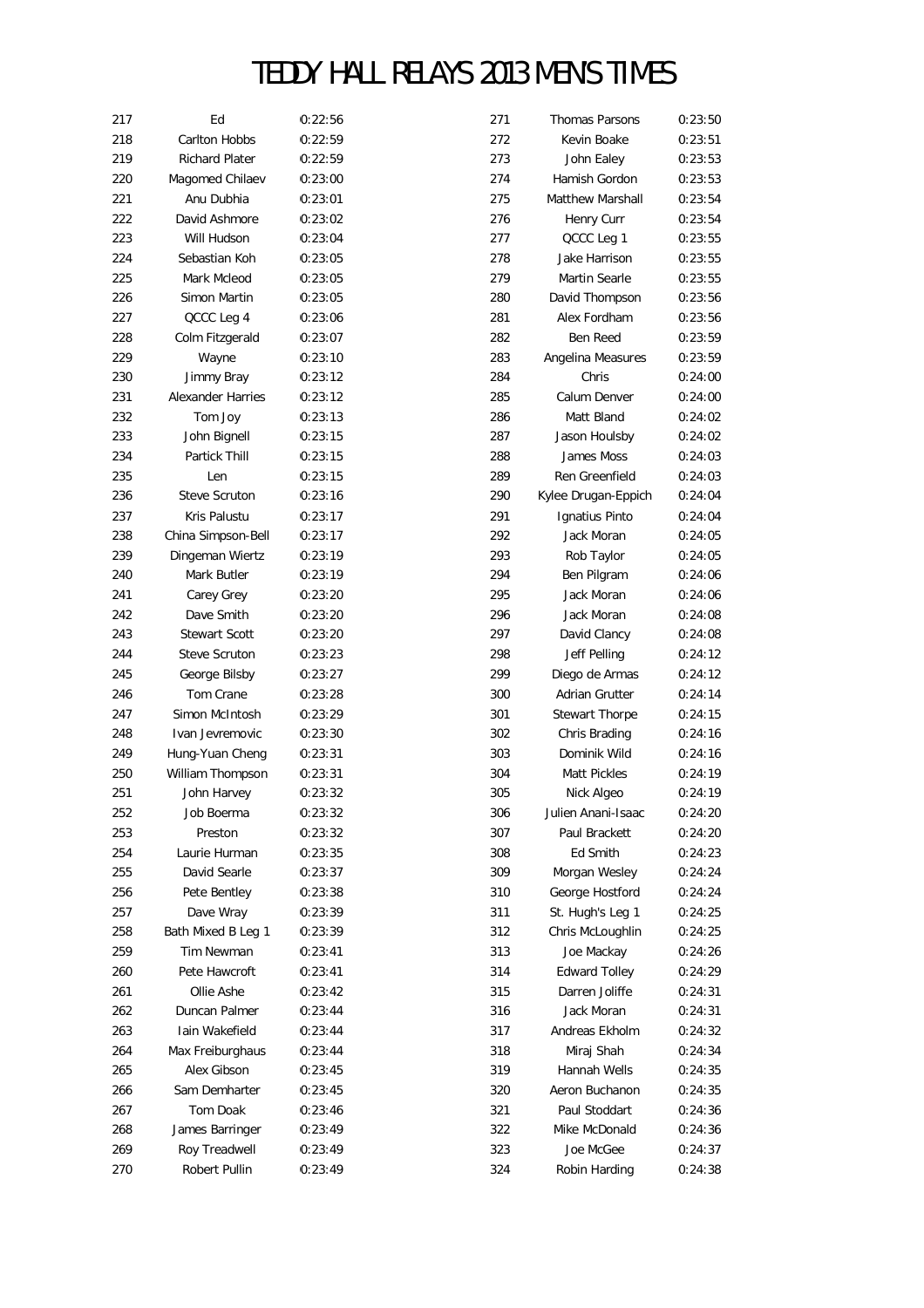# TEDDY HALL RELAYS 2013 MEN'S TIMES

| | | |
|---|---|---|
| 217 | Ed | 0:22:56 |
| 218 | Carlton Hobbs | 0:22:59 |
| 219 | Richard Plater | 0:22:59 |
| 220 | Magomed Chilaev | 0:23:00 |
| 221 | Anu Dubhia | 0:23:01 |
| 222 | David Ashmore | 0:23:02 |
| 223 | Will Hudson | 0:23:04 |
| 224 | Sebastian Koh | 0:23:05 |
| 225 | Mark Mcleod | 0:23:05 |
| 226 | Simon Martin | 0:23:05 |
| 227 | QCCC Leg 4 | 0:23:06 |
| 228 | Colm Fitzgerald | 0:23:07 |
| 229 | Wayne | 0:23:10 |
| 230 | Jimmy Bray | 0:23:12 |
| 231 | Alexander Harries | 0:23:12 |
| 232 | Tom Joy | 0:23:13 |
| 233 | John Bignell | 0:23:15 |
| 234 | Partick Thill | 0:23:15 |
| 235 | Len | 0:23:15 |
| 236 | Steve Scruton | 0:23:16 |
| 237 | Kris Palustu | 0:23:17 |
| 238 | China Simpson-Bell | 0:23:17 |
| 239 | Dingeman Wiertz | 0:23:19 |
| 240 | Mark Butler | 0:23:19 |
| 241 | Carey Grey | 0:23:20 |
| 242 | Dave Smith | 0:23:20 |
| 243 | Stewart Scott | 0:23:20 |
| 244 | Steve Scruton | 0:23:23 |
| 245 | George Bilsby | 0:23:27 |
| 246 | Tom Crane | 0:23:28 |
| 247 | Simon McIntosh | 0:23:29 |
| 248 | Ivan Jevremovic | 0:23:30 |
| 249 | Hung-Yuan Cheng | 0:23:31 |
| 250 | William Thompson | 0:23:31 |
| 251 | John Harvey | 0:23:32 |
| 252 | Job Boerma | 0:23:32 |
| 253 | Preston | 0:23:32 |
| 254 | Laurie Hurman | 0:23:35 |
| 255 | David Searle | 0:23:37 |
| 256 | Pete Bentley | 0:23:38 |
| 257 | Dave Wray | 0:23:39 |
| 258 | Bath Mixed B Leg 1 | 0:23:39 |
| 259 | Tim Newman | 0:23:41 |
| 260 | Pete Hawcroft | 0:23:41 |
| 261 | Ollie Ashe | 0:23:42 |
| 262 | Duncan Palmer | 0:23:44 |
| 263 | Iain Wakefield | 0:23:44 |
| 264 | Max Freiburghaus | 0:23:44 |
| 265 | Alex Gibson | 0:23:45 |
| 266 | Sam Demharter | 0:23:45 |
| 267 | Tom Doak | 0:23:46 |
| 268 | James Barringer | 0:23:49 |
| 269 | Roy Treadwell | 0:23:49 |
| 270 | Robert Pullin | 0:23:49 |
| 271 | Thomas Parsons | 0:23:50 |
| 272 | Kevin Boake | 0:23:51 |
| 273 | John Ealey | 0:23:53 |
| 274 | Hamish Gordon | 0:23:53 |
| 275 | Matthew Marshall | 0:23:54 |
| 276 | Henry Curr | 0:23:54 |
| 277 | QCCC Leg 1 | 0:23:55 |
| 278 | Jake Harrison | 0:23:55 |
| 279 | Martin Searle | 0:23:55 |
| 280 | David Thompson | 0:23:56 |
| 281 | Alex Fordham | 0:23:56 |
| 282 | Ben Reed | 0:23:59 |
| 283 | Angelina Measures | 0:23:59 |
| 284 | Chris | 0:24:00 |
| 285 | Calum Denver | 0:24:00 |
| 286 | Matt Bland | 0:24:02 |
| 287 | Jason Houlsby | 0:24:02 |
| 288 | James Moss | 0:24:03 |
| 289 | Ren Greenfield | 0:24:03 |
| 290 | Kylee Drugan-Eppich | 0:24:04 |
| 291 | Ignatius Pinto | 0:24:04 |
| 292 | Jack Moran | 0:24:05 |
| 293 | Rob Taylor | 0:24:05 |
| 294 | Ben Pilgram | 0:24:06 |
| 295 | Jack Moran | 0:24:06 |
| 296 | Jack Moran | 0:24:08 |
| 297 | David Clancy | 0:24:08 |
| 298 | Jeff Pelling | 0:24:12 |
| 299 | Diego de Armas | 0:24:12 |
| 300 | Adrian Grutter | 0:24:14 |
| 301 | Stewart Thorpe | 0:24:15 |
| 302 | Chris Brading | 0:24:16 |
| 303 | Dominik Wild | 0:24:16 |
| 304 | Matt Pickles | 0:24:19 |
| 305 | Nick Algeo | 0:24:19 |
| 306 | Julien Anani-Isaac | 0:24:20 |
| 307 | Paul Brackett | 0:24:20 |
| 308 | Ed Smith | 0:24:23 |
| 309 | Morgan Wesley | 0:24:24 |
| 310 | George Hostford | 0:24:24 |
| 311 | St. Hugh's Leg 1 | 0:24:25 |
| 312 | Chris McLoughlin | 0:24:25 |
| 313 | Joe Mackay | 0:24:26 |
| 314 | Edward Tolley | 0:24:29 |
| 315 | Darren Joliffe | 0:24:31 |
| 316 | Jack Moran | 0:24:31 |
| 317 | Andreas Ekholm | 0:24:32 |
| 318 | Miraj Shah | 0:24:34 |
| 319 | Hannah Wells | 0:24:35 |
| 320 | Aeron Buchanon | 0:24:35 |
| 321 | Paul Stoddart | 0:24:36 |
| 322 | Mike McDonald | 0:24:36 |
| 323 | Joe McGee | 0:24:37 |
| 324 | Robin Harding | 0:24:38 |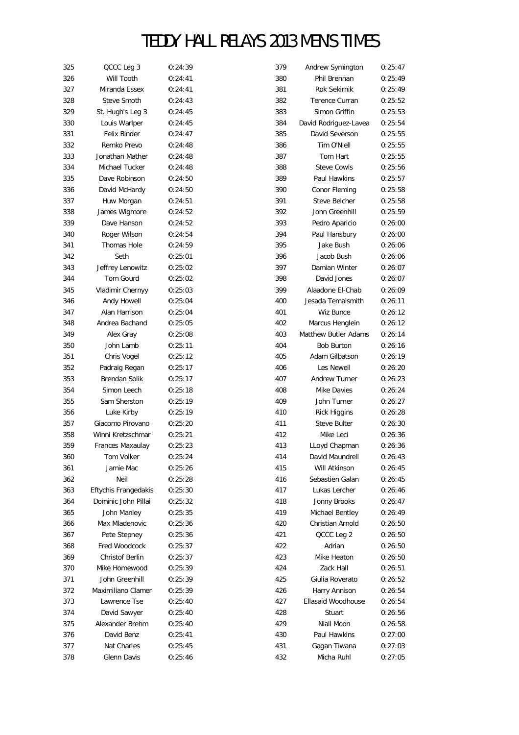# TEDDY HALL RELAYS 2013 MEN'S TIMES

| Pos | Name | Time |
|---|---|---|
| 325 | QCCC Leg 3 | 0:24:39 |
| 326 | Will Tooth | 0:24:41 |
| 327 | Miranda Essex | 0:24:41 |
| 328 | Steve Smoth | 0:24:43 |
| 329 | St. Hugh's Leg 3 | 0:24:45 |
| 330 | Louis Warlper | 0:24:45 |
| 331 | Felix Binder | 0:24:47 |
| 332 | Remko Prevo | 0:24:48 |
| 333 | Jonathan Mather | 0:24:48 |
| 334 | Michael Tucker | 0:24:48 |
| 335 | Dave Robinson | 0:24:50 |
| 336 | David McHardy | 0:24:50 |
| 337 | Huw Morgan | 0:24:51 |
| 338 | James Wigmore | 0:24:52 |
| 339 | Dave Hanson | 0:24:52 |
| 340 | Roger Wilson | 0:24:54 |
| 341 | Thomas Hole | 0:24:59 |
| 342 | Seth | 0:25:01 |
| 343 | Jeffrey Lenowitz | 0:25:02 |
| 344 | Tom Gourd | 0:25:02 |
| 345 | Vladimir Chernyy | 0:25:03 |
| 346 | Andy Howell | 0:25:04 |
| 347 | Alan Harrison | 0:25:04 |
| 348 | Andrea Bachand | 0:25:05 |
| 349 | Alex Gray | 0:25:08 |
| 350 | John Lamb | 0:25:11 |
| 351 | Chris Vogel | 0:25:12 |
| 352 | Padraig Regan | 0:25:17 |
| 353 | Brendan Solik | 0:25:17 |
| 354 | Simon Leech | 0:25:18 |
| 355 | Sam Sherston | 0:25:19 |
| 356 | Luke Kirby | 0:25:19 |
| 357 | Giacomo Pirovano | 0:25:20 |
| 358 | Winni Kretzschmar | 0:25:21 |
| 359 | Frances Maxaulay | 0:25:23 |
| 360 | Tom Volker | 0:25:24 |
| 361 | Jamie Mac | 0:25:26 |
| 362 | Neil | 0:25:28 |
| 363 | Eftychis Frangedakis | 0:25:30 |
| 364 | Dominic John Pillai | 0:25:32 |
| 365 | John Manley | 0:25:35 |
| 366 | Max Mladenovic | 0:25:36 |
| 367 | Pete Stepney | 0:25:36 |
| 368 | Fred Woodcock | 0:25:37 |
| 369 | Christof Berlin | 0:25:37 |
| 370 | Mike Homewood | 0:25:39 |
| 371 | John Greenhill | 0:25:39 |
| 372 | Maximiliano Clamer | 0:25:39 |
| 373 | Lawrence Tse | 0:25:40 |
| 374 | David Sawyer | 0:25:40 |
| 375 | Alexander Brehm | 0:25:40 |
| 376 | David Benz | 0:25:41 |
| 377 | Nat Charles | 0:25:45 |
| 378 | Glenn Davis | 0:25:46 |
| 379 | Andrew Symington | 0:25:47 |
| 380 | Phil Brennan | 0:25:49 |
| 381 | Rok Sekirnik | 0:25:49 |
| 382 | Terence Curran | 0:25:52 |
| 383 | Simon Griffin | 0:25:53 |
| 384 | David Rodriguez-Lavea | 0:25:54 |
| 385 | David Severson | 0:25:55 |
| 386 | Tim O'Niell | 0:25:55 |
| 387 | Tom Hart | 0:25:55 |
| 388 | Steve Cowls | 0:25:56 |
| 389 | Paul Hawkins | 0:25:57 |
| 390 | Conor Fleming | 0:25:58 |
| 391 | Steve Belcher | 0:25:58 |
| 392 | John Greenhill | 0:25:59 |
| 393 | Pedro Aparicio | 0:26:00 |
| 394 | Paul Hansbury | 0:26:00 |
| 395 | Jake Bush | 0:26:06 |
| 396 | Jacob Bush | 0:26:06 |
| 397 | Damian Winter | 0:26:07 |
| 398 | David Jones | 0:26:07 |
| 399 | Alaadone El-Chab | 0:26:09 |
| 400 | Jesada Temaismith | 0:26:11 |
| 401 | Wiz Bunce | 0:26:12 |
| 402 | Marcus Henglein | 0:26:12 |
| 403 | Matthew Butler Adams | 0:26:14 |
| 404 | Bob Burton | 0:26:16 |
| 405 | Adam Gilbatson | 0:26:19 |
| 406 | Les Newell | 0:26:20 |
| 407 | Andrew Turner | 0:26:23 |
| 408 | Mike Davies | 0:26:24 |
| 409 | John Turner | 0:26:27 |
| 410 | Rick Higgins | 0:26:28 |
| 411 | Steve Bulter | 0:26:30 |
| 412 | Mike Leci | 0:26:36 |
| 413 | LLoyd Chapman | 0:26:36 |
| 414 | David Maundrell | 0:26:43 |
| 415 | Will Atkinson | 0:26:45 |
| 416 | Sebastien Galan | 0:26:45 |
| 417 | Lukas Lercher | 0:26:46 |
| 418 | Jonny Brooks | 0:26:47 |
| 419 | Michael Bentley | 0:26:49 |
| 420 | Christian Arnold | 0:26:50 |
| 421 | QCCC Leg 2 | 0:26:50 |
| 422 | Adrian | 0:26:50 |
| 423 | Mike Heaton | 0:26:50 |
| 424 | Zack Hall | 0:26:51 |
| 425 | Giulia Roverato | 0:26:52 |
| 426 | Harry Annison | 0:26:54 |
| 427 | Ellasaid Woodhouse | 0:26:54 |
| 428 | Stuart | 0:26:56 |
| 429 | Niall Moon | 0:26:58 |
| 430 | Paul Hawkins | 0:27:00 |
| 431 | Gagan Tiwana | 0:27:03 |
| 432 | Micha Ruhl | 0:27:05 |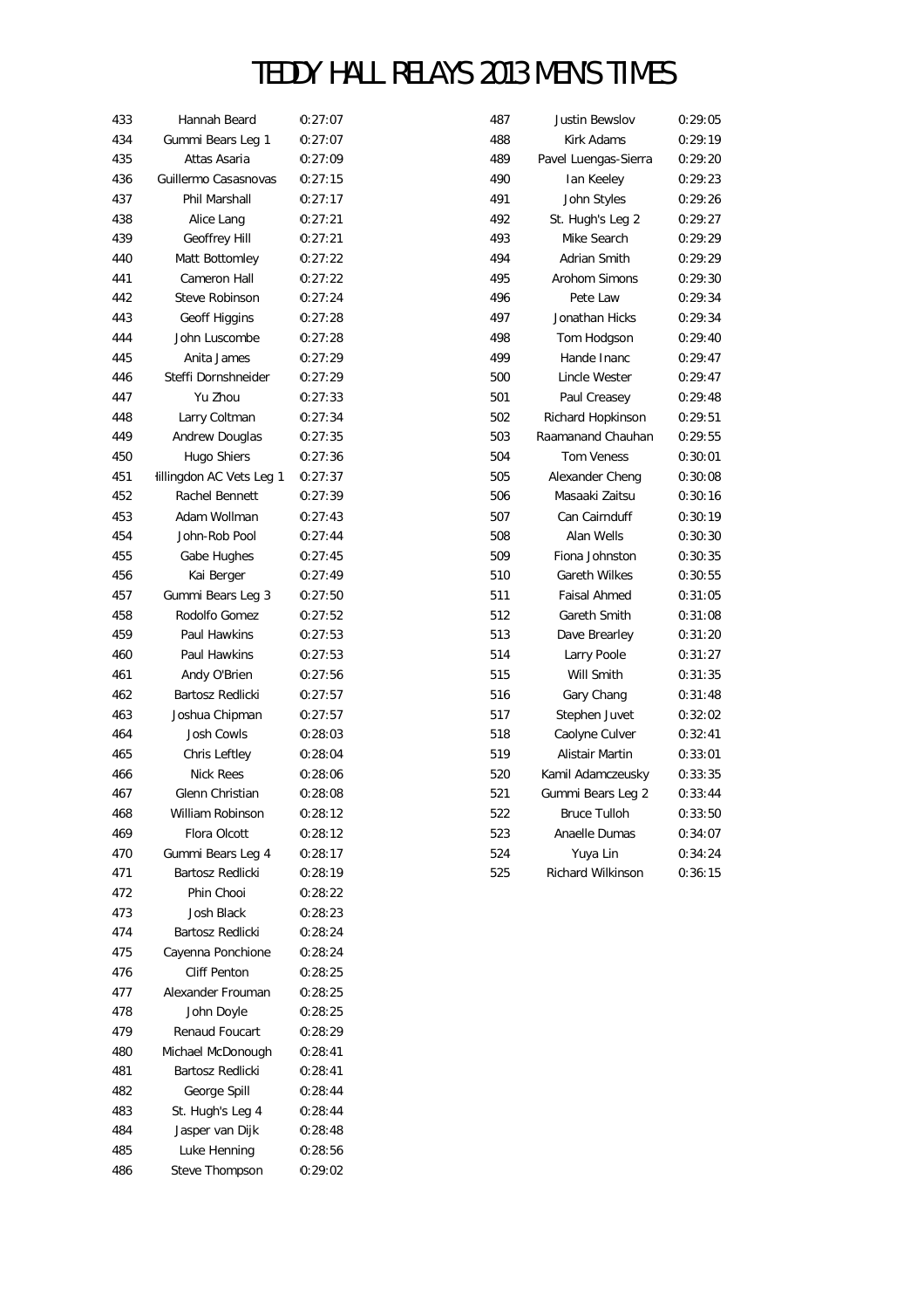# TEDDY HALL RELAYS 2013 MEN'S TIMES

| | | |
|---|---|---|
| 433 | Hannah Beard | 0:27:07 |
| 434 | Gummi Bears Leg 1 | 0:27:07 |
| 435 | Attas Asaria | 0:27:09 |
| 436 | Guillermo Casasnovas | 0:27:15 |
| 437 | Phil Marshall | 0:27:17 |
| 438 | Alice Lang | 0:27:21 |
| 439 | Geoffrey Hill | 0:27:21 |
| 440 | Matt Bottomley | 0:27:22 |
| 441 | Cameron Hall | 0:27:22 |
| 442 | Steve Robinson | 0:27:24 |
| 443 | Geoff Higgins | 0:27:28 |
| 444 | John Luscombe | 0:27:28 |
| 445 | Anita James | 0:27:29 |
| 446 | Steffi Dornshneider | 0:27:29 |
| 447 | Yu Zhou | 0:27:33 |
| 448 | Larry Coltman | 0:27:34 |
| 449 | Andrew Douglas | 0:27:35 |
| 450 | Hugo Shiers | 0:27:36 |
| 451 | Hillingdon AC Vets Leg 1 | 0:27:37 |
| 452 | Rachel Bennett | 0:27:39 |
| 453 | Adam Wollman | 0:27:43 |
| 454 | John-Rob Pool | 0:27:44 |
| 455 | Gabe Hughes | 0:27:45 |
| 456 | Kai Berger | 0:27:49 |
| 457 | Gummi Bears Leg 3 | 0:27:50 |
| 458 | Rodolfo Gomez | 0:27:52 |
| 459 | Paul Hawkins | 0:27:53 |
| 460 | Paul Hawkins | 0:27:53 |
| 461 | Andy O'Brien | 0:27:56 |
| 462 | Bartosz Redlicki | 0:27:57 |
| 463 | Joshua Chipman | 0:27:57 |
| 464 | Josh Cowls | 0:28:03 |
| 465 | Chris Leftley | 0:28:04 |
| 466 | Nick Rees | 0:28:06 |
| 467 | Glenn Christian | 0:28:08 |
| 468 | William Robinson | 0:28:12 |
| 469 | Flora Olcott | 0:28:12 |
| 470 | Gummi Bears Leg 4 | 0:28:17 |
| 471 | Bartosz Redlicki | 0:28:19 |
| 472 | Phin Chooi | 0:28:22 |
| 473 | Josh Black | 0:28:23 |
| 474 | Bartosz Redlicki | 0:28:24 |
| 475 | Cayenna Ponchione | 0:28:24 |
| 476 | Cliff Penton | 0:28:25 |
| 477 | Alexander Frouman | 0:28:25 |
| 478 | John Doyle | 0:28:25 |
| 479 | Renaud Foucart | 0:28:29 |
| 480 | Michael McDonough | 0:28:41 |
| 481 | Bartosz Redlicki | 0:28:41 |
| 482 | George Spill | 0:28:44 |
| 483 | St. Hugh's Leg 4 | 0:28:44 |
| 484 | Jasper van Dijk | 0:28:48 |
| 485 | Luke Henning | 0:28:56 |
| 486 | Steve Thompson | 0:29:02 |
| 487 | Justin Bewslov | 0:29:05 |
| 488 | Kirk Adams | 0:29:19 |
| 489 | Pavel Luengas-Sierra | 0:29:20 |
| 490 | Ian Keeley | 0:29:23 |
| 491 | John Styles | 0:29:26 |
| 492 | St. Hugh's Leg 2 | 0:29:27 |
| 493 | Mike Search | 0:29:29 |
| 494 | Adrian Smith | 0:29:29 |
| 495 | Arohom Simons | 0:29:30 |
| 496 | Pete Law | 0:29:34 |
| 497 | Jonathan Hicks | 0:29:34 |
| 498 | Tom Hodgson | 0:29:40 |
| 499 | Hande Inanc | 0:29:47 |
| 500 | Lincle Wester | 0:29:47 |
| 501 | Paul Creasey | 0:29:48 |
| 502 | Richard Hopkinson | 0:29:51 |
| 503 | Raamanand Chauhan | 0:29:55 |
| 504 | Tom Veness | 0:30:01 |
| 505 | Alexander Cheng | 0:30:08 |
| 506 | Masaaki Zaitsu | 0:30:16 |
| 507 | Can Cairnduff | 0:30:19 |
| 508 | Alan Wells | 0:30:30 |
| 509 | Fiona Johnston | 0:30:35 |
| 510 | Gareth Wilkes | 0:30:55 |
| 511 | Faisal Ahmed | 0:31:05 |
| 512 | Gareth Smith | 0:31:08 |
| 513 | Dave Brearley | 0:31:20 |
| 514 | Larry Poole | 0:31:27 |
| 515 | Will Smith | 0:31:35 |
| 516 | Gary Chang | 0:31:48 |
| 517 | Stephen Juvet | 0:32:02 |
| 518 | Caolyne Culver | 0:32:41 |
| 519 | Alistair Martin | 0:33:01 |
| 520 | Kamil Adamczeusky | 0:33:35 |
| 521 | Gummi Bears Leg 2 | 0:33:44 |
| 522 | Bruce Tulloh | 0:33:50 |
| 523 | Anaelle Dumas | 0:34:07 |
| 524 | Yuya Lin | 0:34:24 |
| 525 | Richard Wilkinson | 0:36:15 |